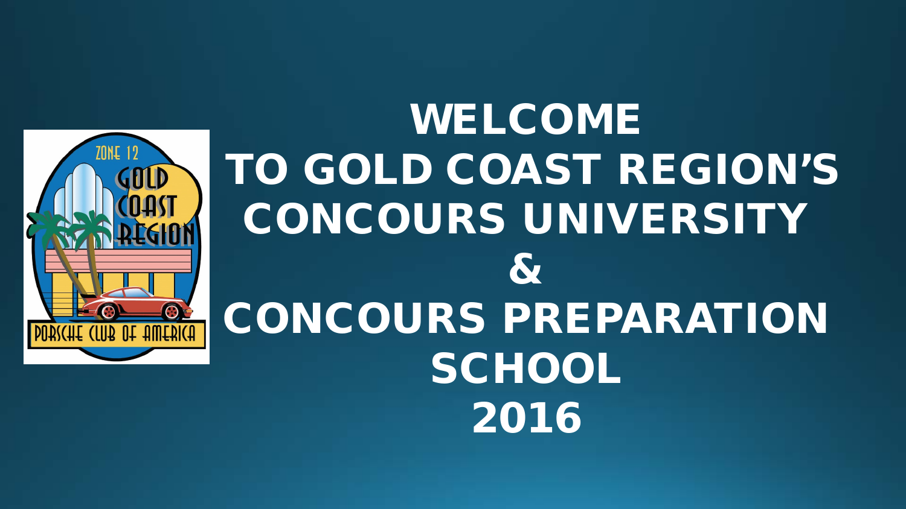# WELCOME
# TO GOLD COAST REGION'S CONCOURS UNIVERSITY
# &
# CONCOURS PREPARATION SCHOOL
# 2016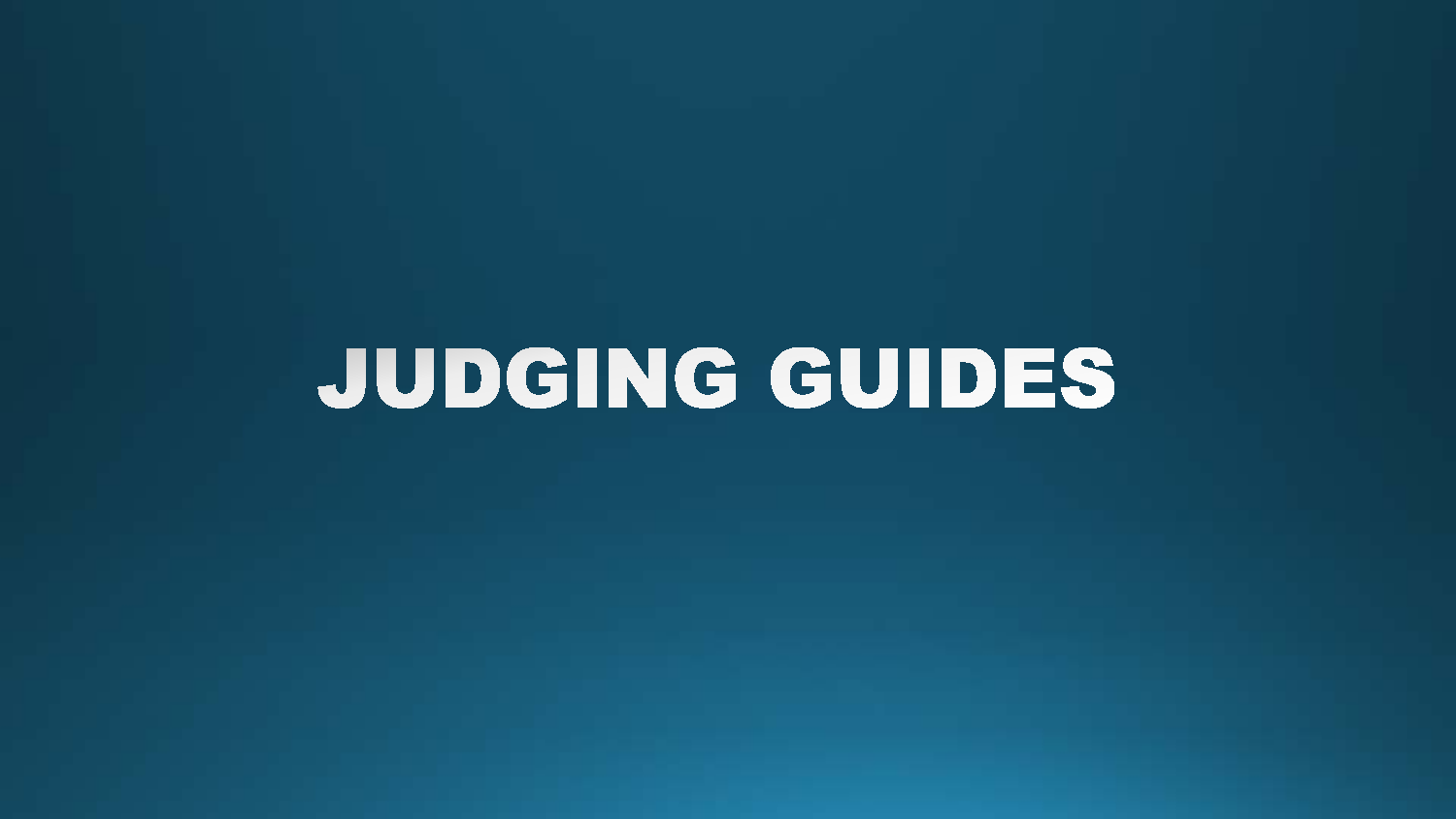# JUDGING GUIDES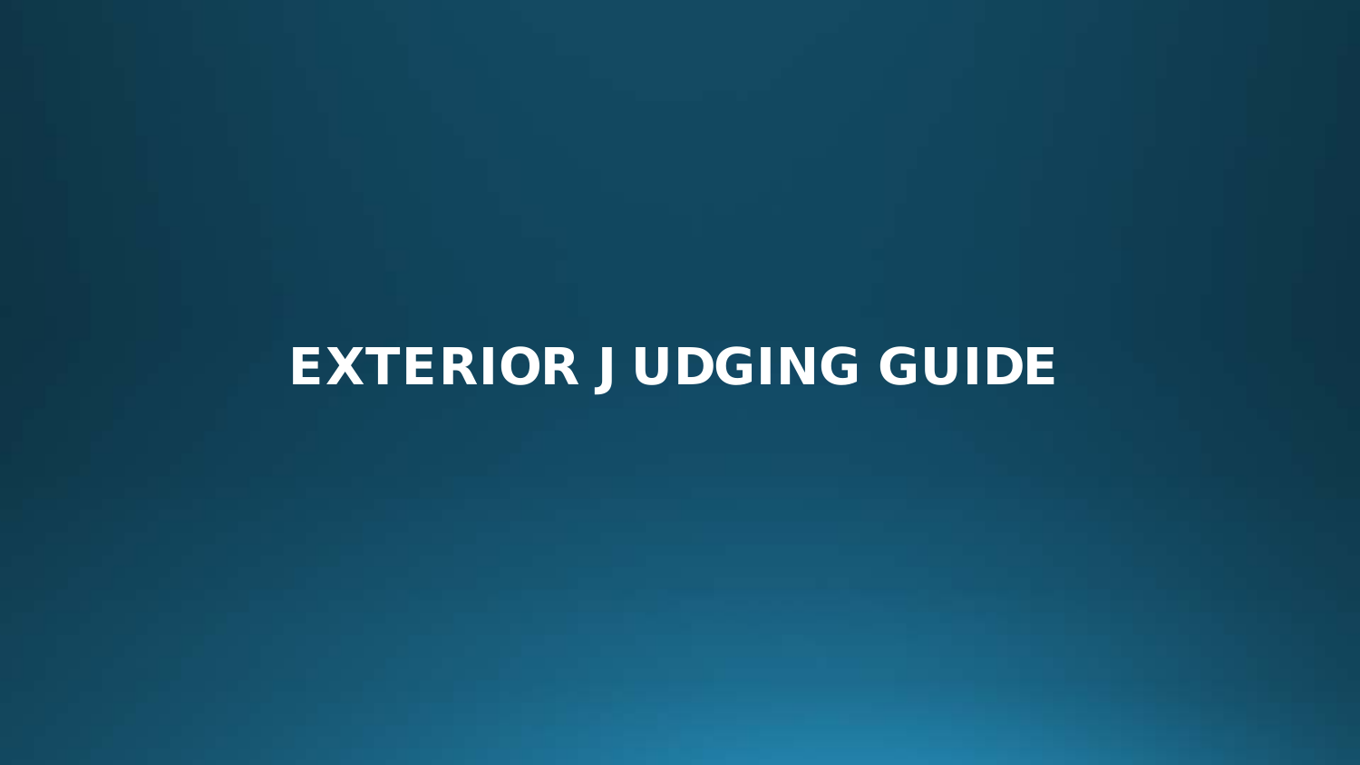# EXTERIOR JUDGING GUIDE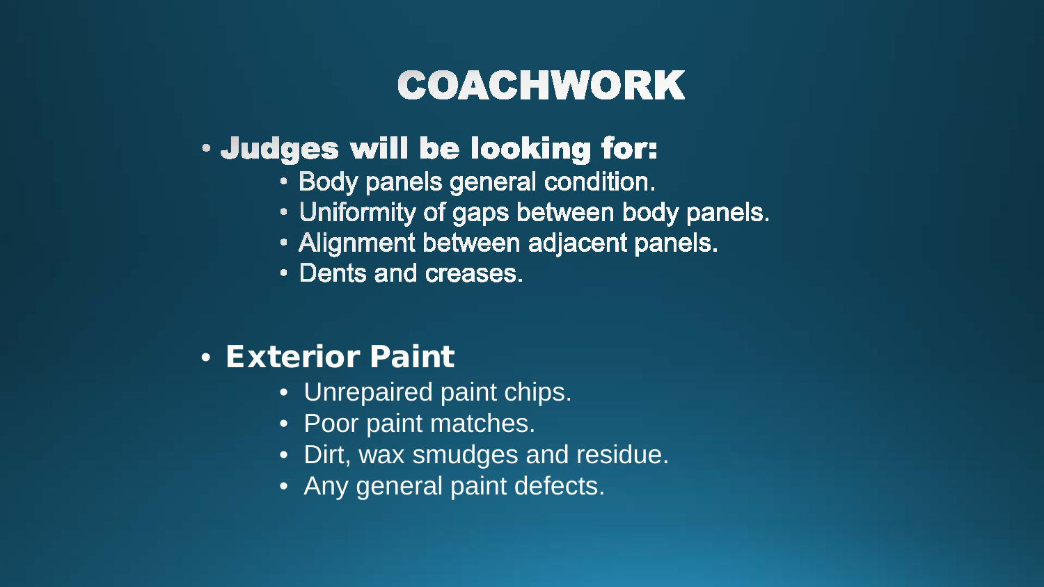# COACHWORK

- **Judges will be looking for:**
  - Body panels general condition.
  - Uniformity of gaps between body panels.
  - Alignment between adjacent panels.
  - Dents and creases.

- **Exterior Paint**
  - Unrepaired paint chips.
  - Poor paint matches.
  - Dirt, wax smudges and residue.
  - Any general paint defects.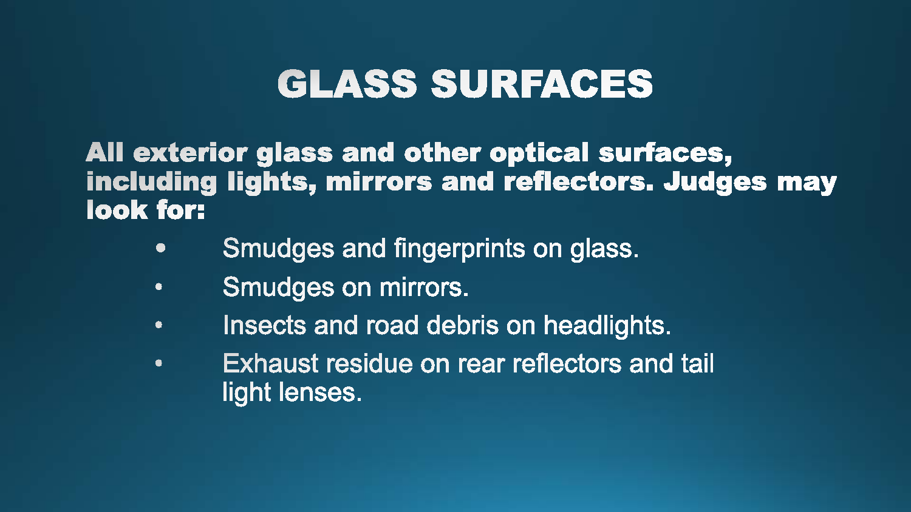# GLASS SURFACES

**All exterior glass and other optical surfaces, including lights, mirrors and reflectors. Judges may look for:**

- Smudges and fingerprints on glass.
- Smudges on mirrors.
- Insects and road debris on headlights.
- Exhaust residue on rear reflectors and tail light lenses.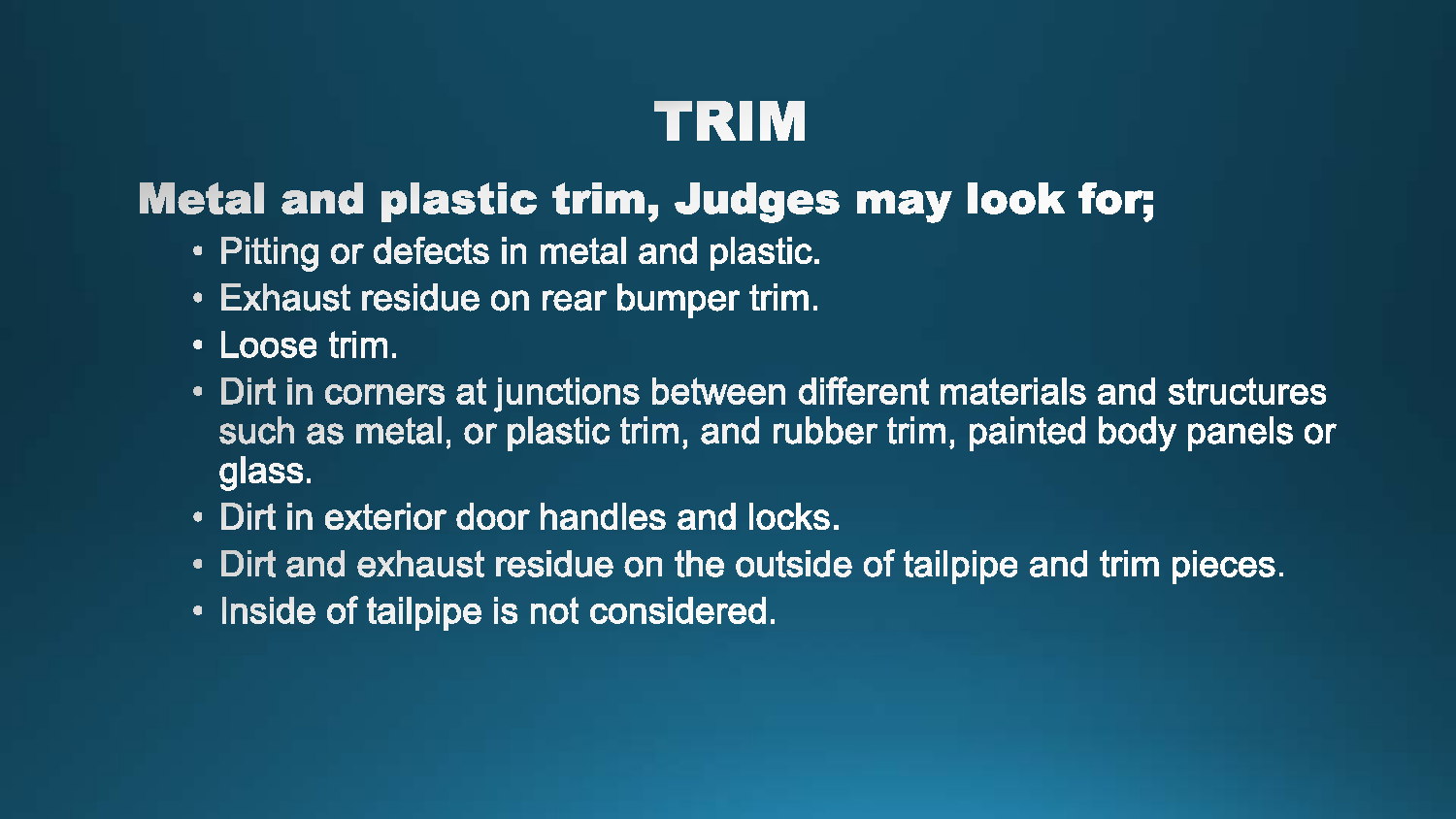# TRIM

## Metal and plastic trim, Judges may look for;

- Pitting or defects in metal and plastic.
- Exhaust residue on rear bumper trim.
- Loose trim.
- Dirt in corners at junctions between different materials and structures such as metal, or plastic trim, and rubber trim, painted body panels or glass.
- Dirt in exterior door handles and locks.
- Dirt and exhaust residue on the outside of tailpipe and trim pieces.
- Inside of tailpipe is not considered.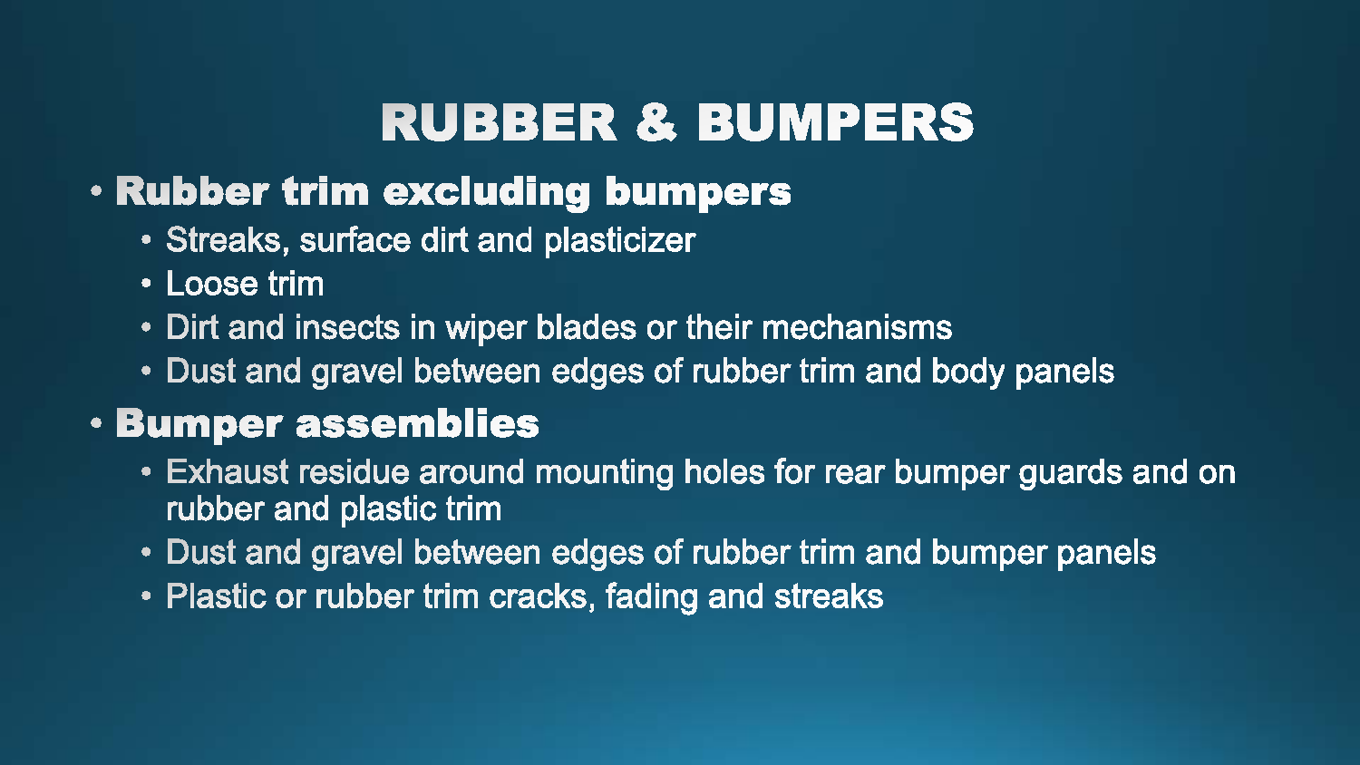# RUBBER & BUMPERS

- **Rubber trim excluding bumpers**
  - Streaks, surface dirt and plasticizer
  - Loose trim
  - Dirt and insects in wiper blades or their mechanisms
  - Dust and gravel between edges of rubber trim and body panels
- **Bumper assemblies**
  - Exhaust residue around mounting holes for rear bumper guards and on rubber and plastic trim
  - Dust and gravel between edges of rubber trim and bumper panels
  - Plastic or rubber trim cracks, fading and streaks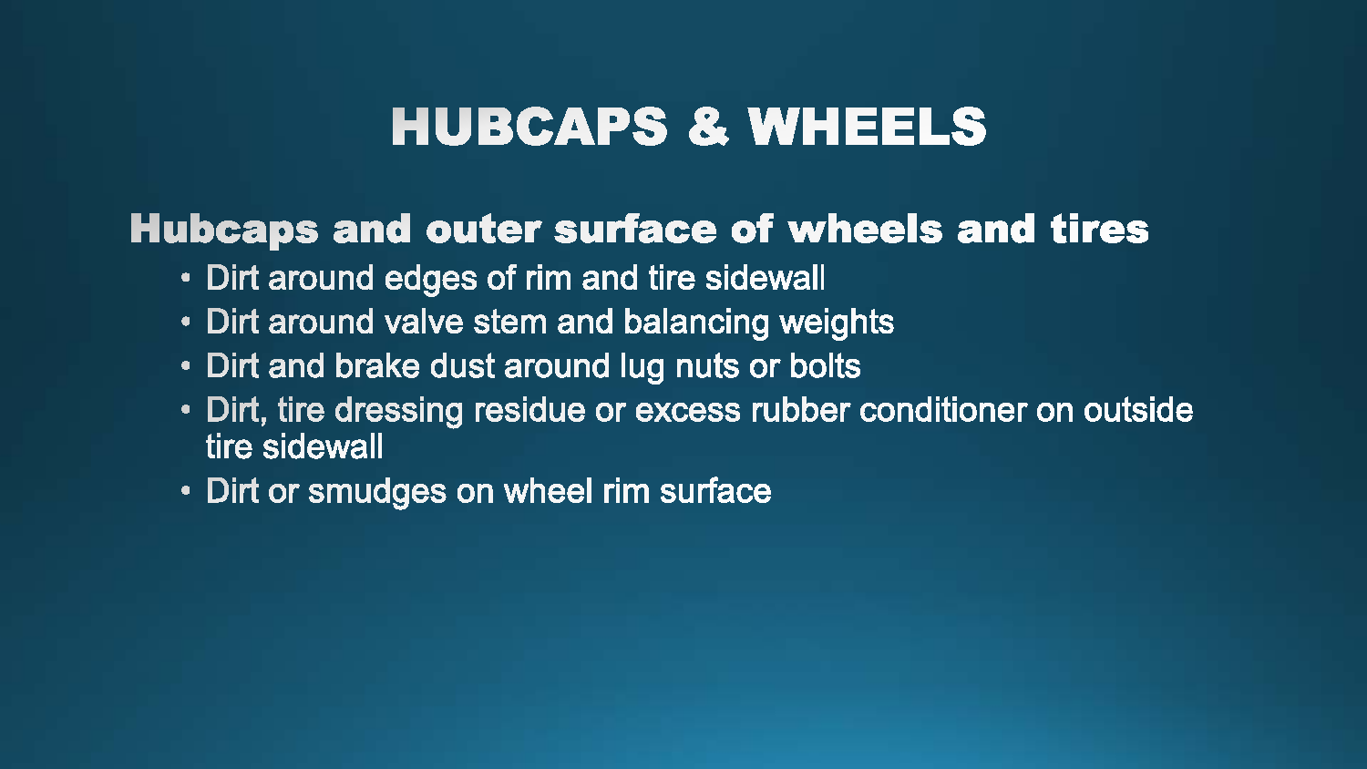# HUBCAPS & WHEELS

## Hubcaps and outer surface of wheels and tires

- Dirt around edges of rim and tire sidewall
- Dirt around valve stem and balancing weights
- Dirt and brake dust around lug nuts or bolts
- Dirt, tire dressing residue or excess rubber conditioner on outside tire sidewall
- Dirt or smudges on wheel rim surface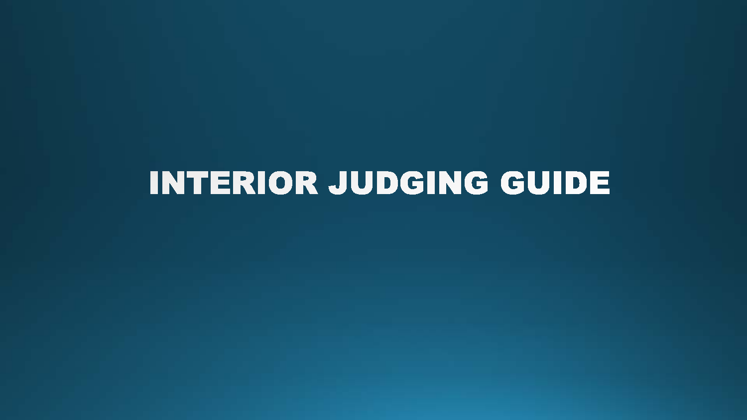# INTERIOR JUDGING GUIDE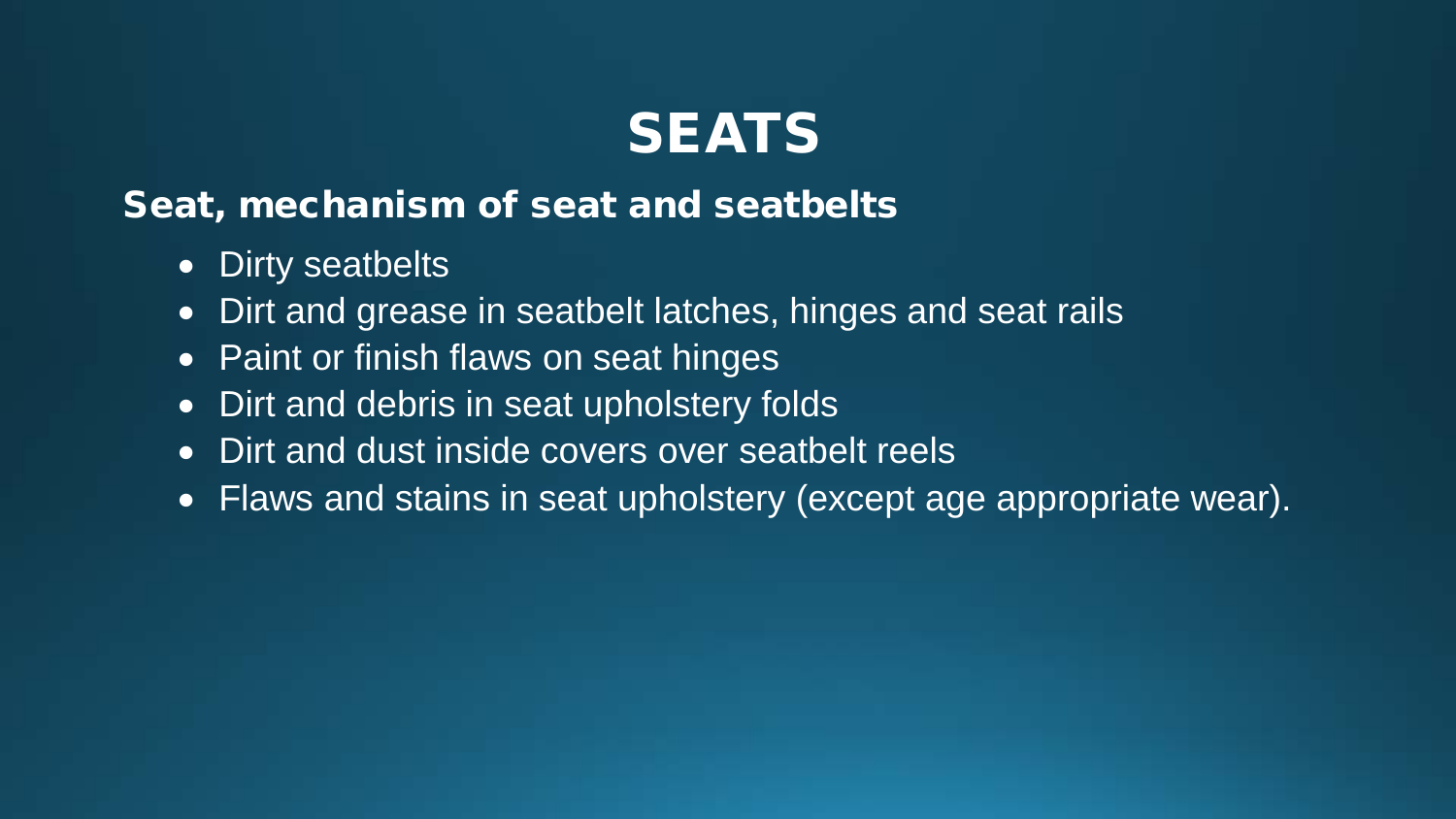# SEATS

## Seat, mechanism of seat and seatbelts

- Dirty seatbelts
- Dirt and grease in seatbelt latches, hinges and seat rails
- Paint or finish flaws on seat hinges
- Dirt and debris in seat upholstery folds
- Dirt and dust inside covers over seatbelt reels
- Flaws and stains in seat upholstery (except age appropriate wear).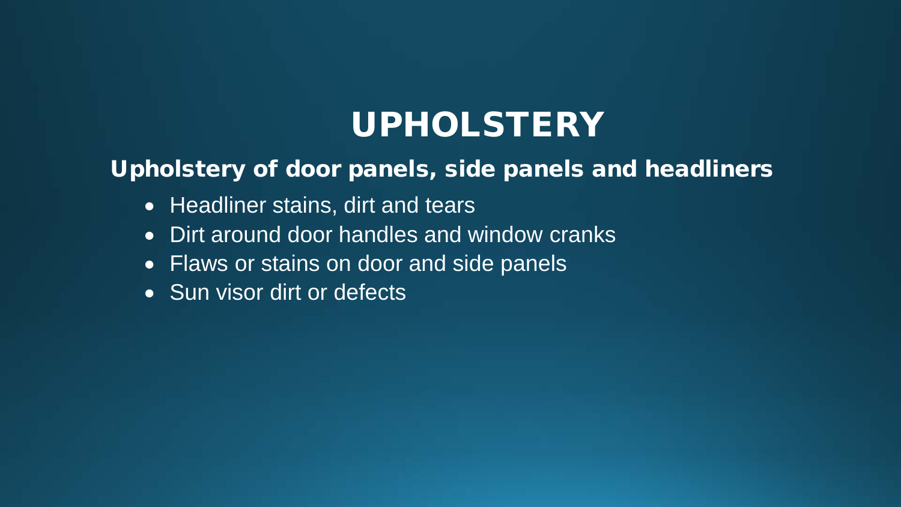# UPHOLSTERY

## Upholstery of door panels, side panels and headliners

- Headliner stains, dirt and tears
- Dirt around door handles and window cranks
- Flaws or stains on door and side panels
- Sun visor dirt or defects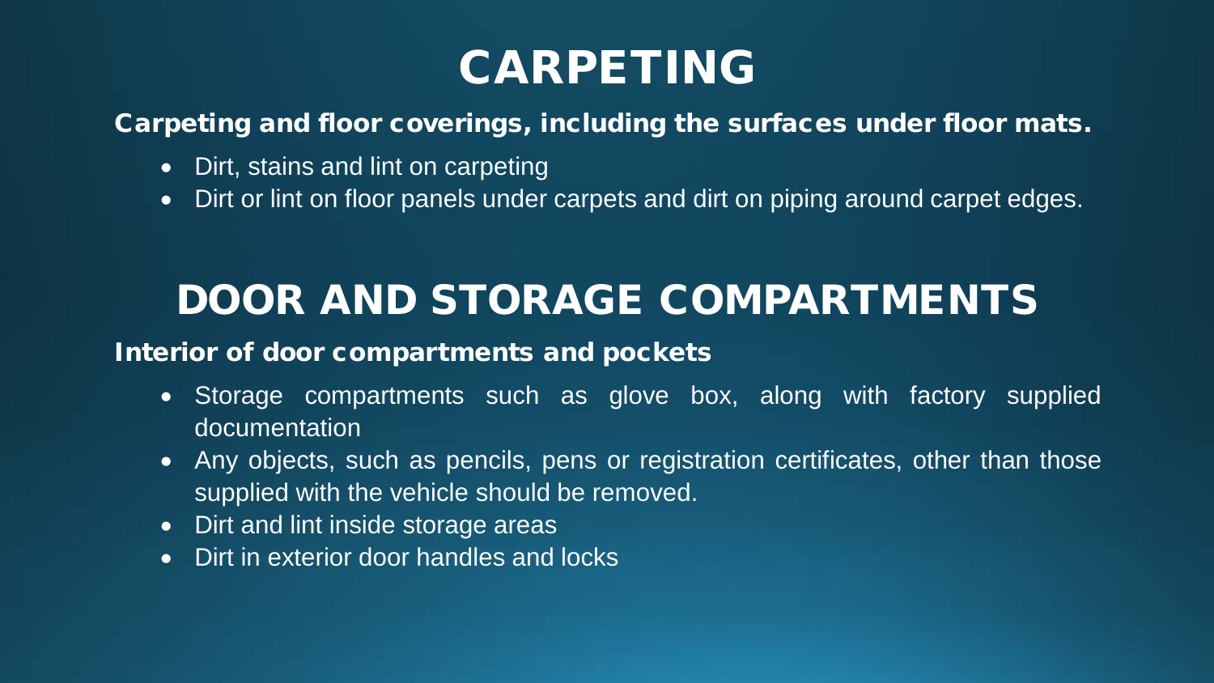# CARPETING

### Carpeting and floor coverings, including the surfaces under floor mats.

- Dirt, stains and lint on carpeting
- Dirt or lint on floor panels under carpets and dirt on piping around carpet edges.

# DOOR AND STORAGE COMPARTMENTS

### Interior of door compartments and pockets

- Storage compartments such as glove box, along with factory supplied documentation
- Any objects, such as pencils, pens or registration certificates, other than those supplied with the vehicle should be removed.
- Dirt and lint inside storage areas
- Dirt in exterior door handles and locks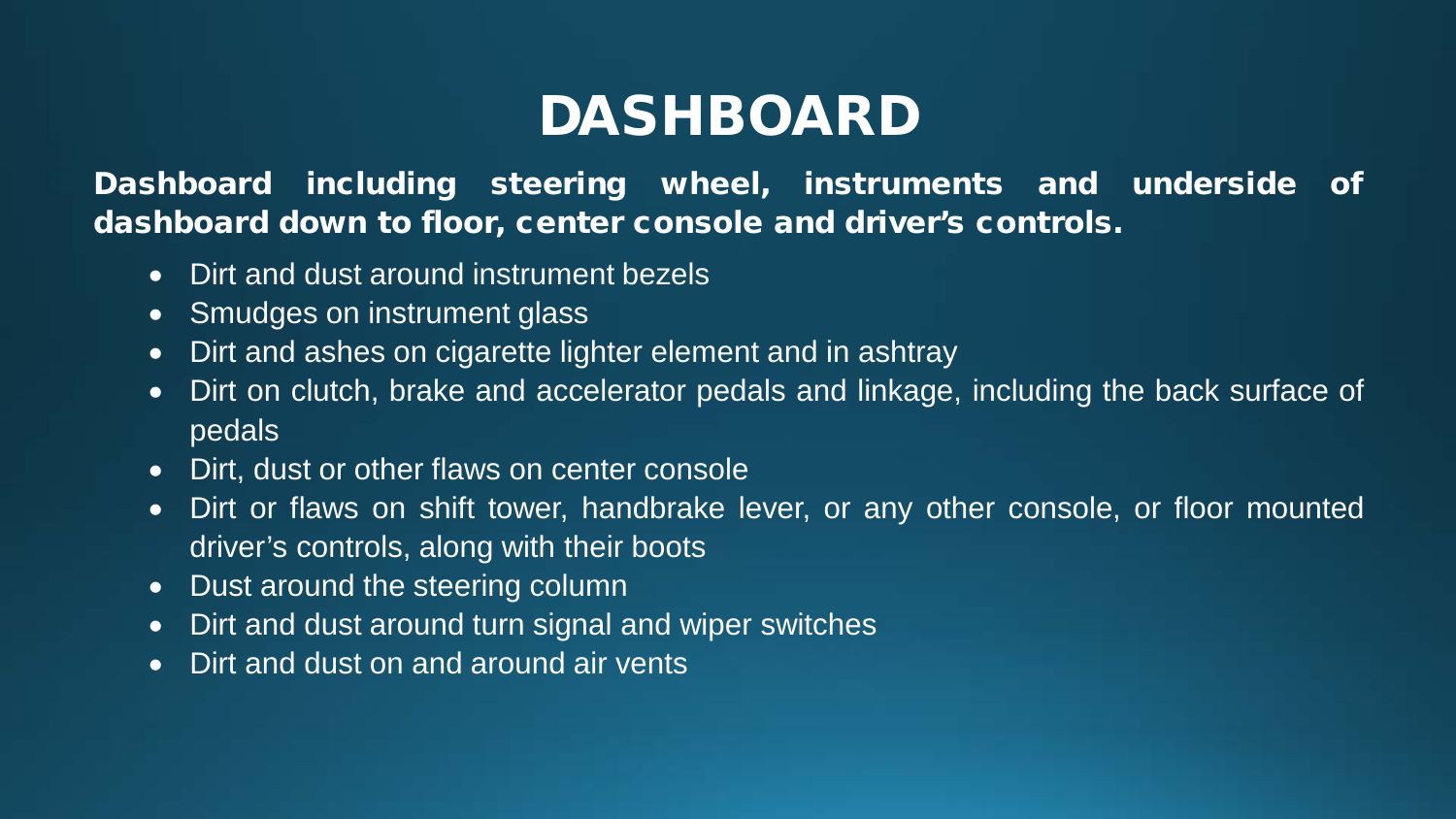# DASHBOARD

**Dashboard including steering wheel, instruments and underside of dashboard down to floor, center console and driver's controls.**

- Dirt and dust around instrument bezels
- Smudges on instrument glass
- Dirt and ashes on cigarette lighter element and in ashtray
- Dirt on clutch, brake and accelerator pedals and linkage, including the back surface of pedals
- Dirt, dust or other flaws on center console
- Dirt or flaws on shift tower, handbrake lever, or any other console, or floor mounted driver's controls, along with their boots
- Dust around the steering column
- Dirt and dust around turn signal and wiper switches
- Dirt and dust on and around air vents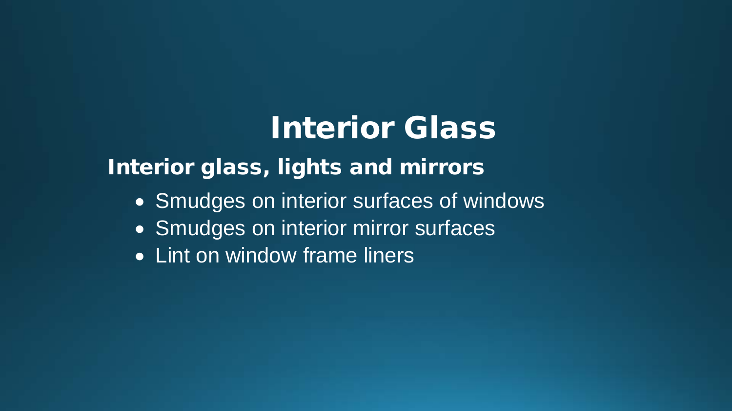# Interior Glass

## Interior glass, lights and mirrors

- Smudges on interior surfaces of windows
- Smudges on interior mirror surfaces
- Lint on window frame liners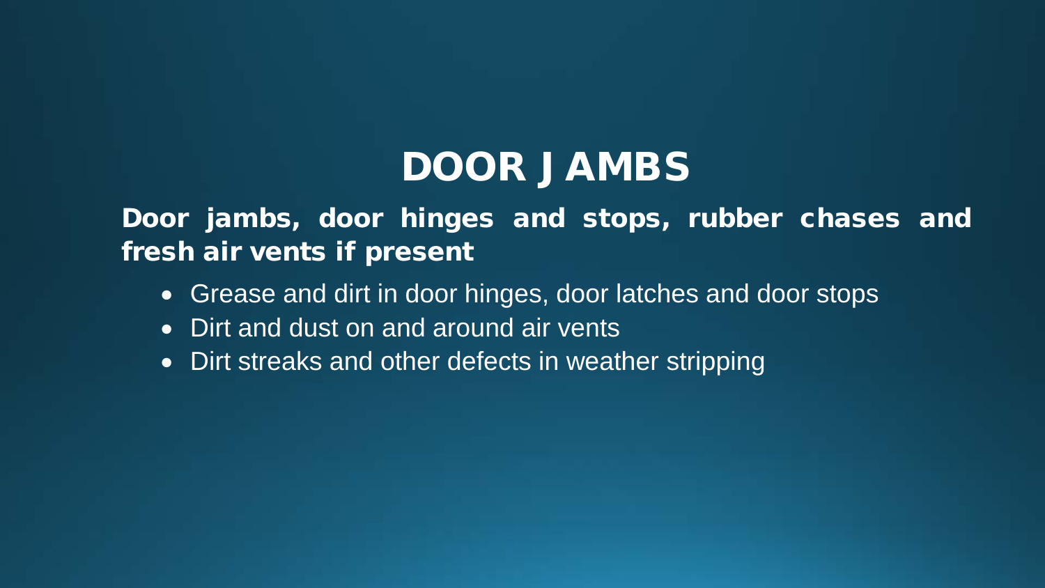# DOOR JAMBS

**Door jambs, door hinges and stops, rubber chases and fresh air vents if present**

- Grease and dirt in door hinges, door latches and door stops
- Dirt and dust on and around air vents
- Dirt streaks and other defects in weather stripping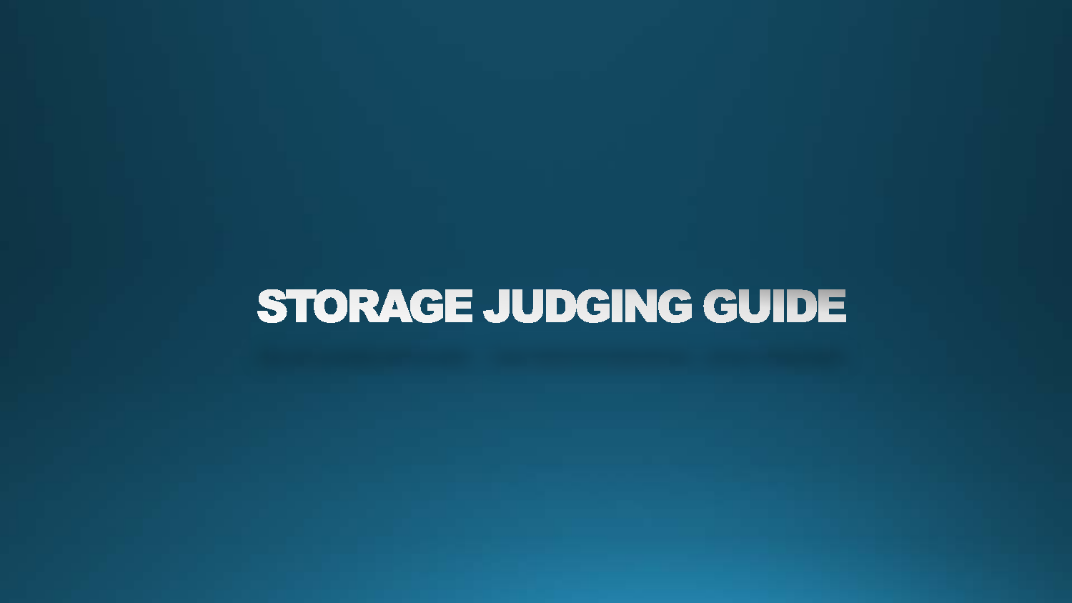# STORAGE JUDGING GUIDE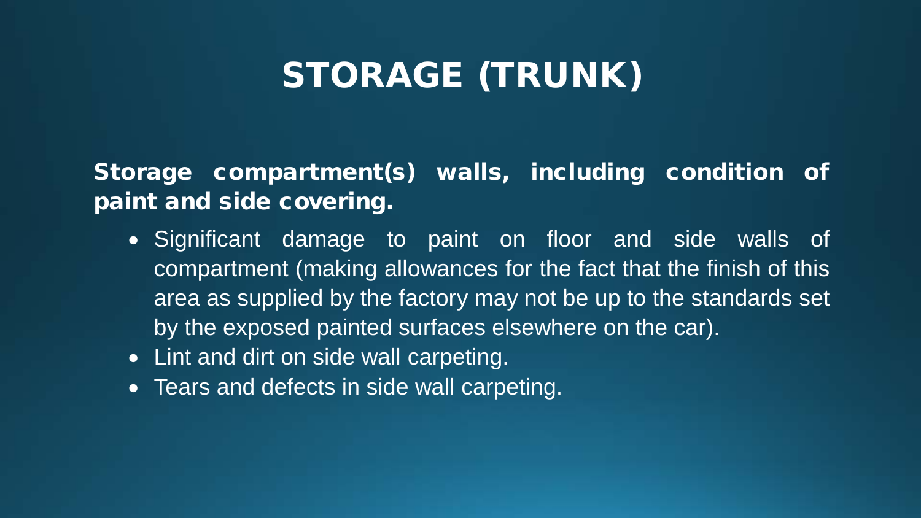# STORAGE (TRUNK)

**Storage compartment(s) walls, including condition of paint and side covering.**

- Significant damage to paint on floor and side walls of compartment (making allowances for the fact that the finish of this area as supplied by the factory may not be up to the standards set by the exposed painted surfaces elsewhere on the car).
- Lint and dirt on side wall carpeting.
- Tears and defects in side wall carpeting.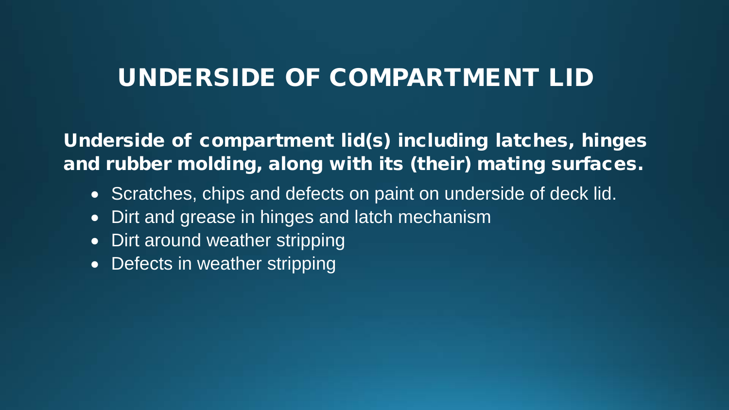# UNDERSIDE OF COMPARTMENT LID

**Underside of compartment lid(s) including latches, hinges and rubber molding, along with its (their) mating surfaces.**

- Scratches, chips and defects on paint on underside of deck lid.
- Dirt and grease in hinges and latch mechanism
- Dirt around weather stripping
- Defects in weather stripping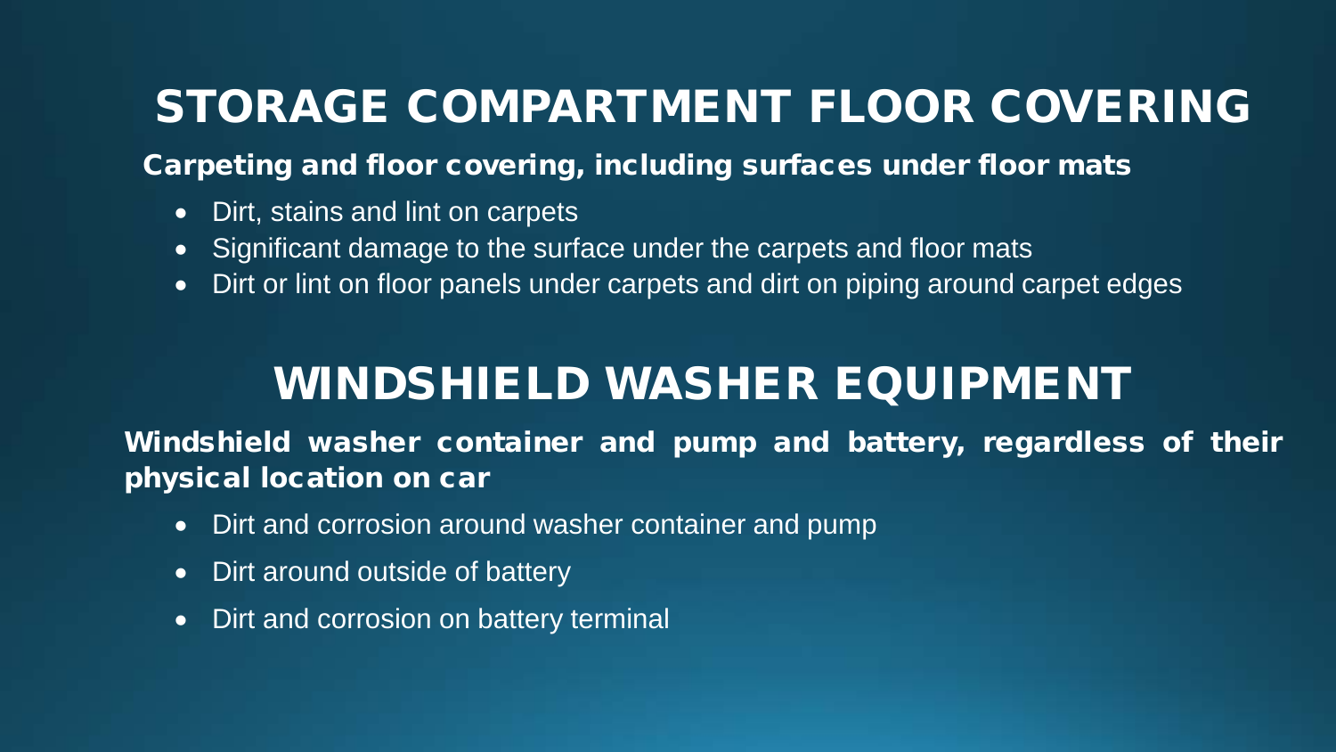# STORAGE COMPARTMENT FLOOR COVERING

**Carpeting and floor covering, including surfaces under floor mats**

- Dirt, stains and lint on carpets
- Significant damage to the surface under the carpets and floor mats
- Dirt or lint on floor panels under carpets and dirt on piping around carpet edges

# WINDSHIELD WASHER EQUIPMENT

**Windshield washer container and pump and battery, regardless of their physical location on car**

- Dirt and corrosion around washer container and pump
- Dirt around outside of battery
- Dirt and corrosion on battery terminal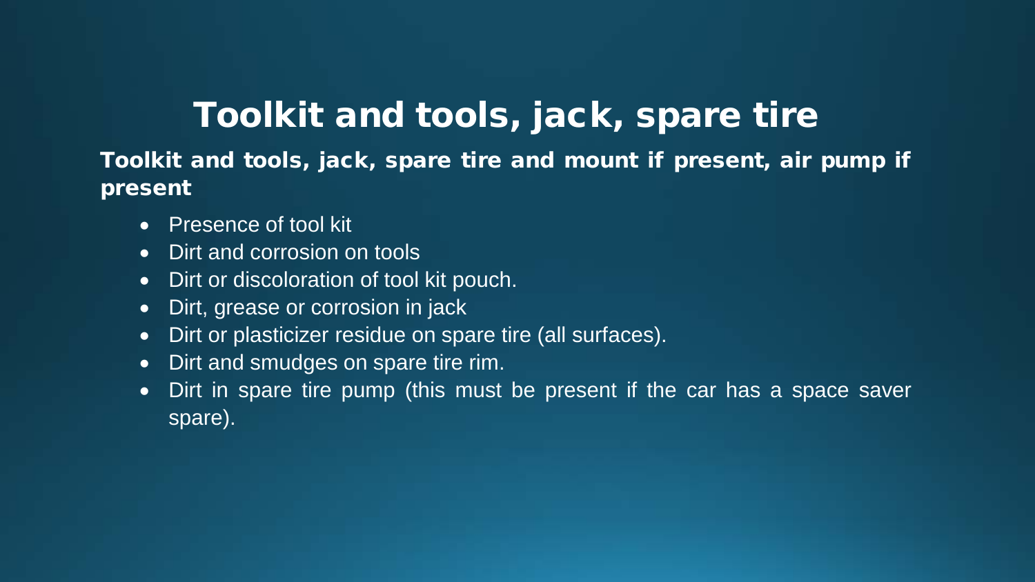# Toolkit and tools, jack, spare tire

**Toolkit and tools, jack, spare tire and mount if present, air pump if present**

- Presence of tool kit
- Dirt and corrosion on tools
- Dirt or discoloration of tool kit pouch.
- Dirt, grease or corrosion in jack
- Dirt or plasticizer residue on spare tire (all surfaces).
- Dirt and smudges on spare tire rim.
- Dirt in spare tire pump (this must be present if the car has a space saver spare).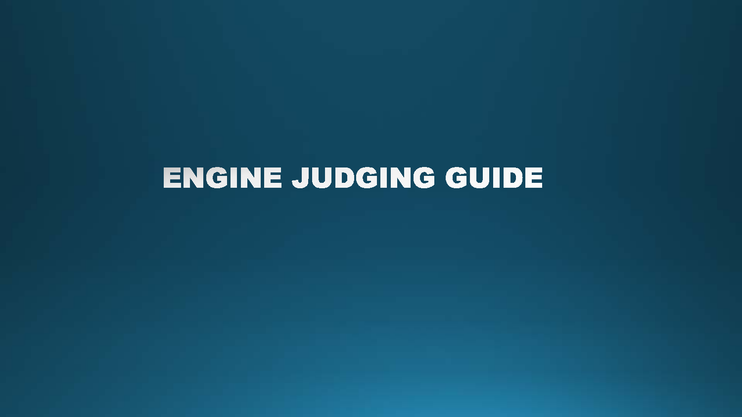# ENGINE JUDGING GUIDE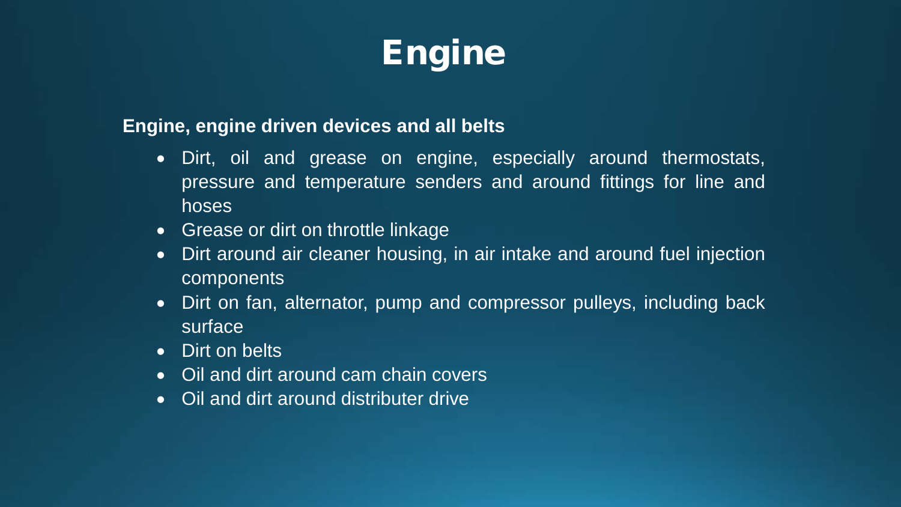# Engine

**Engine, engine driven devices and all belts**

- Dirt, oil and grease on engine, especially around thermostats, pressure and temperature senders and around fittings for line and hoses
- Grease or dirt on throttle linkage
- Dirt around air cleaner housing, in air intake and around fuel injection components
- Dirt on fan, alternator, pump and compressor pulleys, including back surface
- Dirt on belts
- Oil and dirt around cam chain covers
- Oil and dirt around distributer drive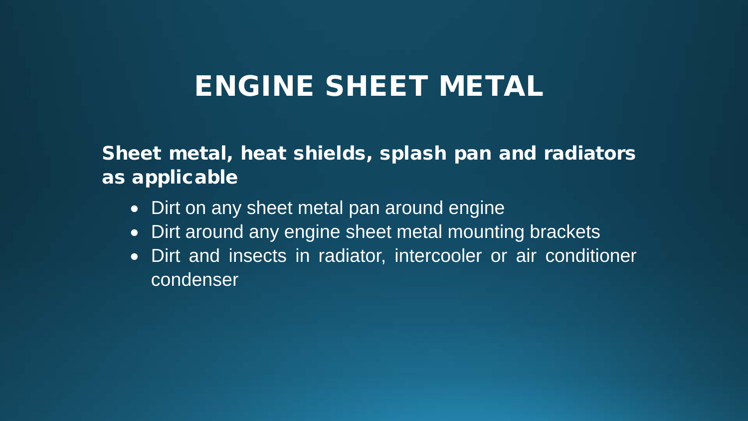# ENGINE SHEET METAL

**Sheet metal, heat shields, splash pan and radiators as applicable**

- Dirt on any sheet metal pan around engine
- Dirt around any engine sheet metal mounting brackets
- Dirt and insects in radiator, intercooler or air conditioner condenser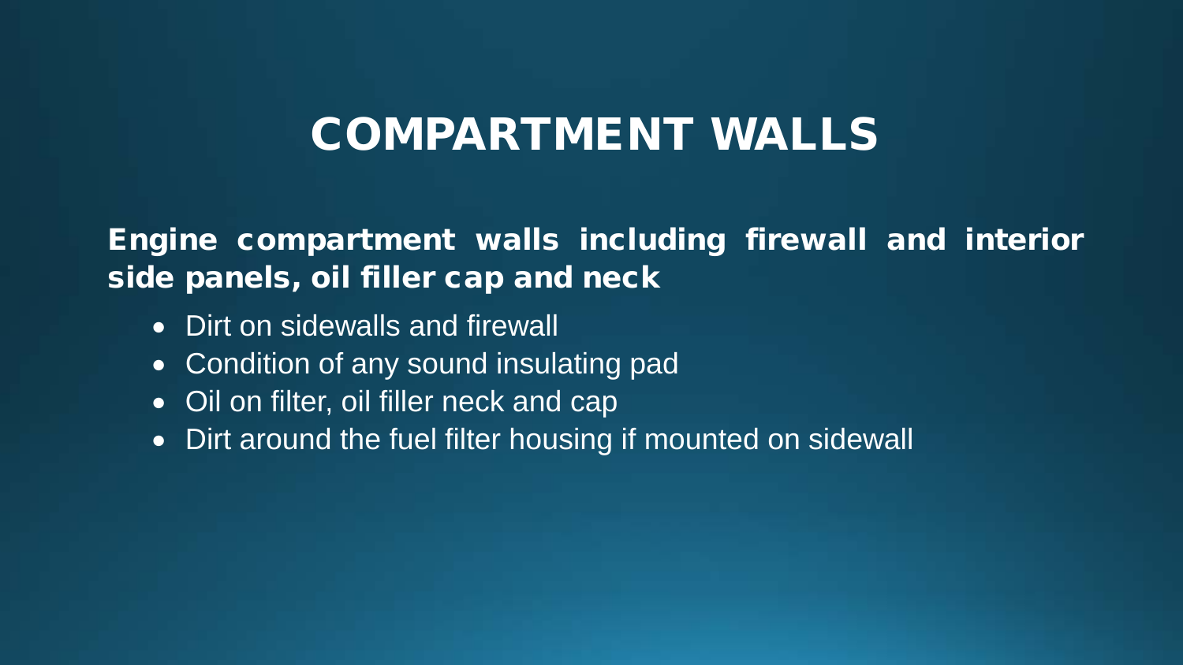# COMPARTMENT WALLS

**Engine compartment walls including firewall and interior side panels, oil filler cap and neck**

- Dirt on sidewalls and firewall
- Condition of any sound insulating pad
- Oil on filter, oil filler neck and cap
- Dirt around the fuel filter housing if mounted on sidewall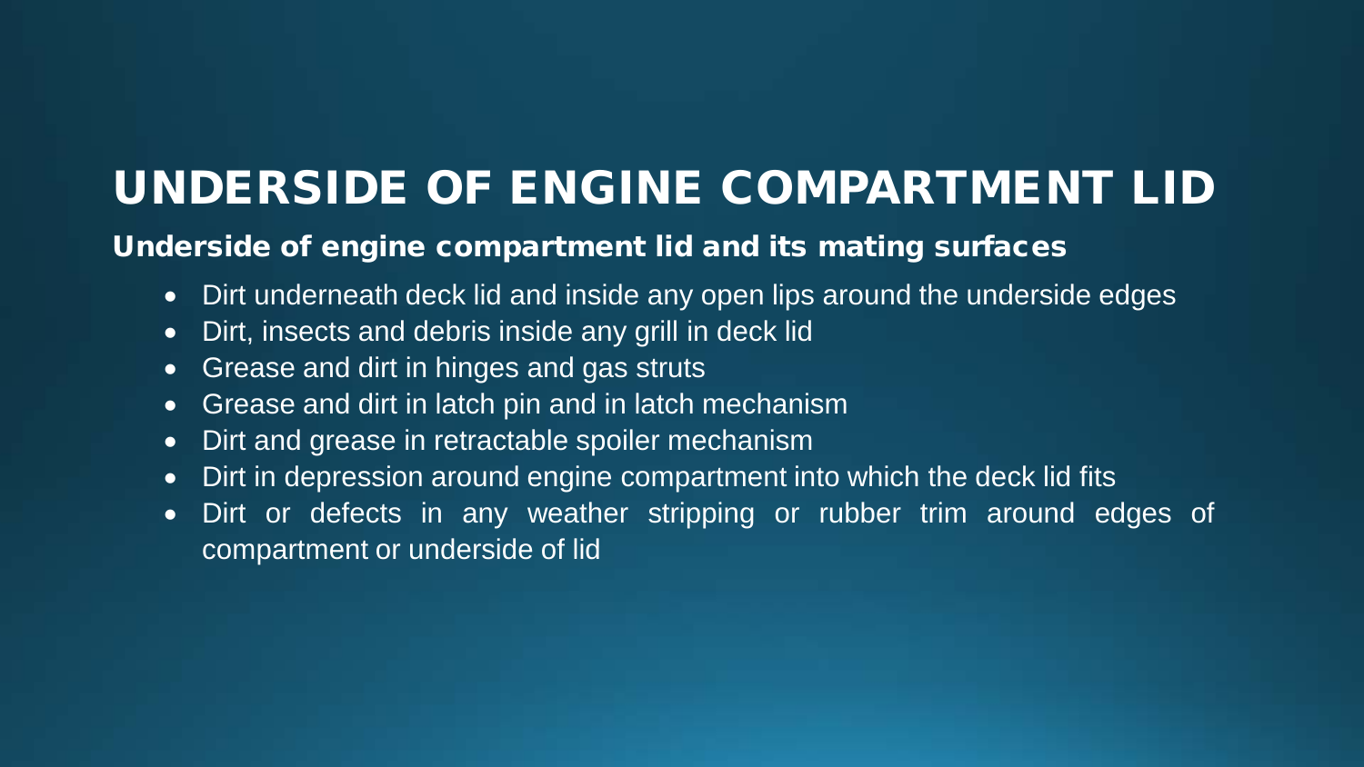# UNDERSIDE OF ENGINE COMPARTMENT LID

## Underside of engine compartment lid and its mating surfaces

- Dirt underneath deck lid and inside any open lips around the underside edges
- Dirt, insects and debris inside any grill in deck lid
- Grease and dirt in hinges and gas struts
- Grease and dirt in latch pin and in latch mechanism
- Dirt and grease in retractable spoiler mechanism
- Dirt in depression around engine compartment into which the deck lid fits
- Dirt or defects in any weather stripping or rubber trim around edges of compartment or underside of lid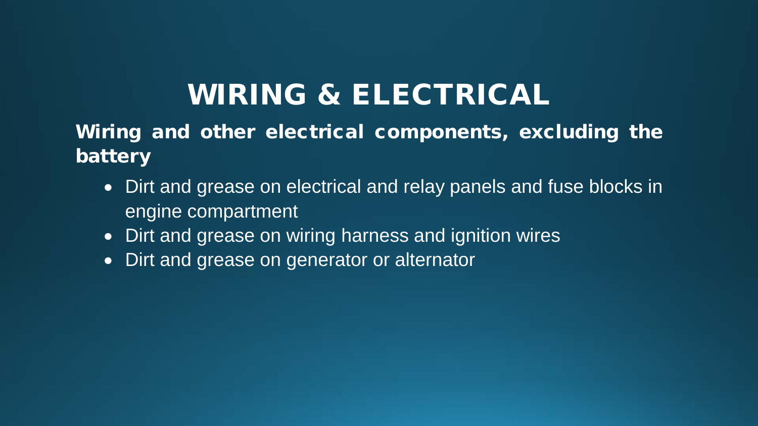# WIRING & ELECTRICAL

**Wiring and other electrical components, excluding the battery**

- Dirt and grease on electrical and relay panels and fuse blocks in engine compartment
- Dirt and grease on wiring harness and ignition wires
- Dirt and grease on generator or alternator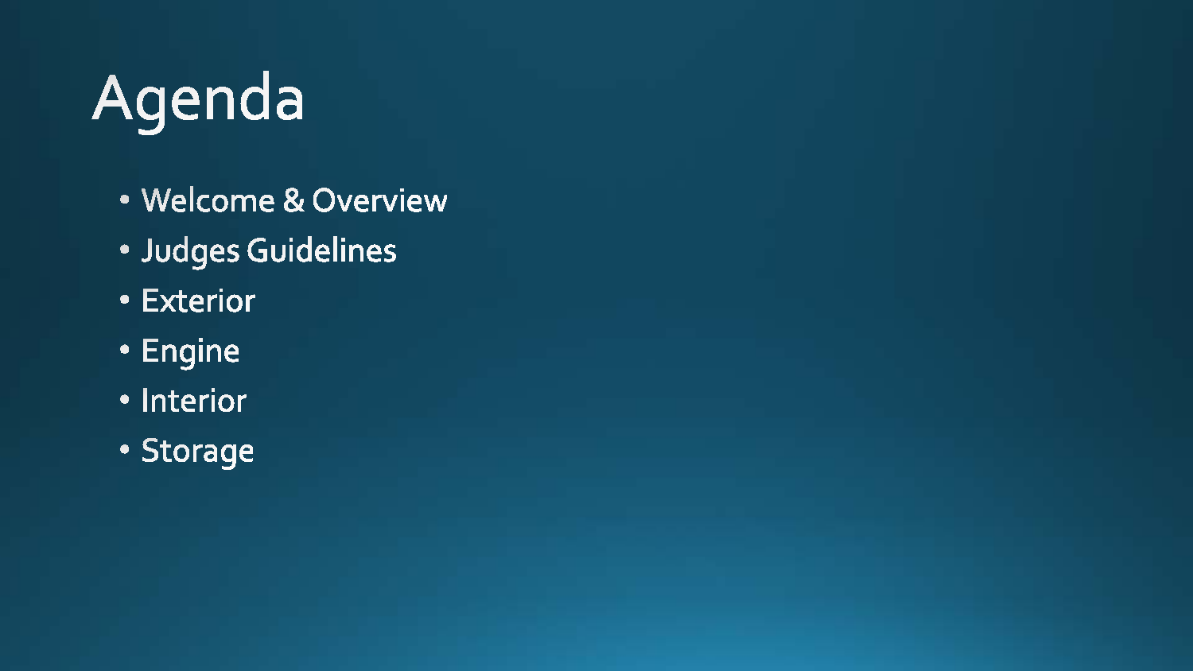# Agenda

- Welcome & Overview
- Judges Guidelines
- Exterior
- Engine
- Interior
- Storage